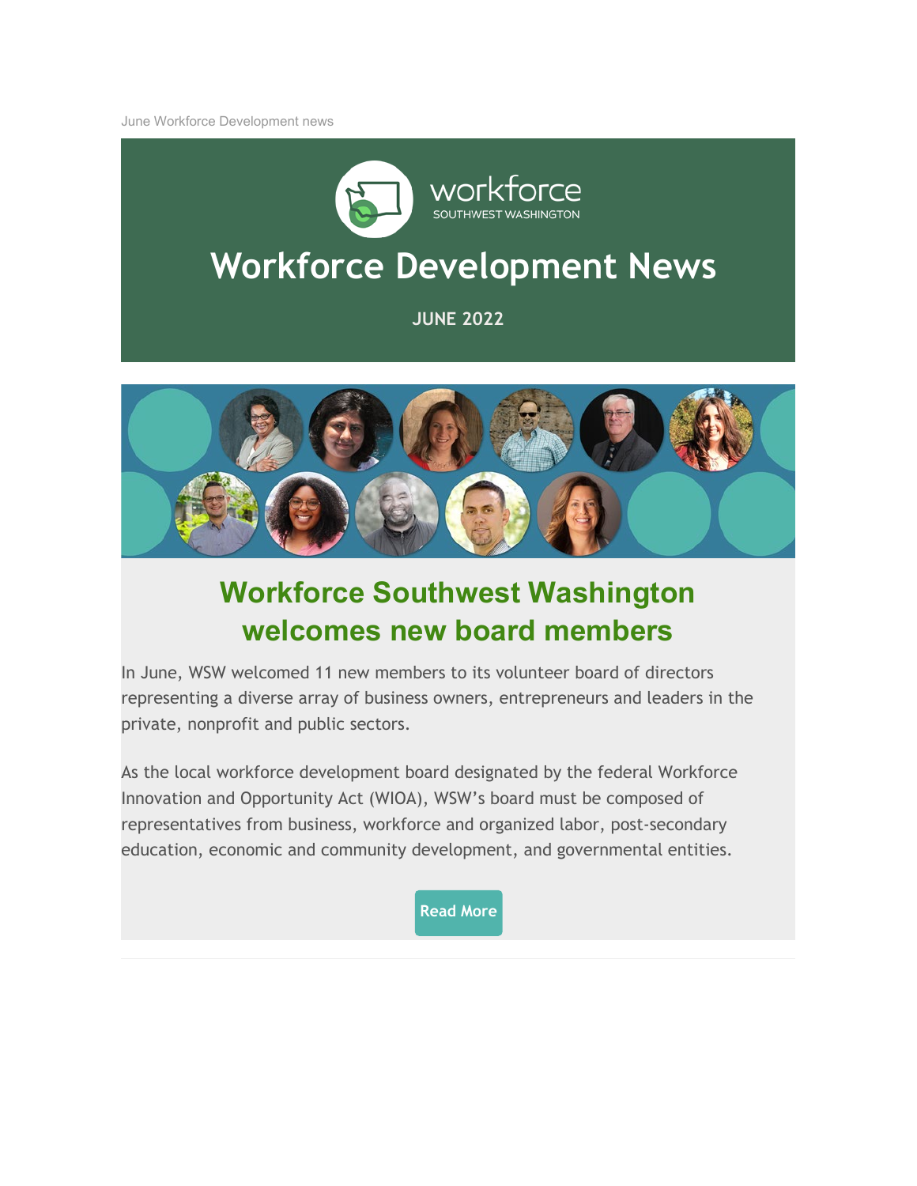June Workforce Development news

workforce
SOUTHWEST WASHINGTON

# Workforce Development News

**JUNE 2022**

## Workforce Southwest Washington welcomes new board members

In June, WSW welcomed 11 new members to its volunteer board of directors representing a diverse array of business owners, entrepreneurs and leaders in the private, nonprofit and public sectors.

As the local workforce development board designated by the federal Workforce Innovation and Opportunity Act (WIOA), WSW's board must be composed of representatives from business, workforce and organized labor, post-secondary education, economic and community development, and governmental entities.

Read More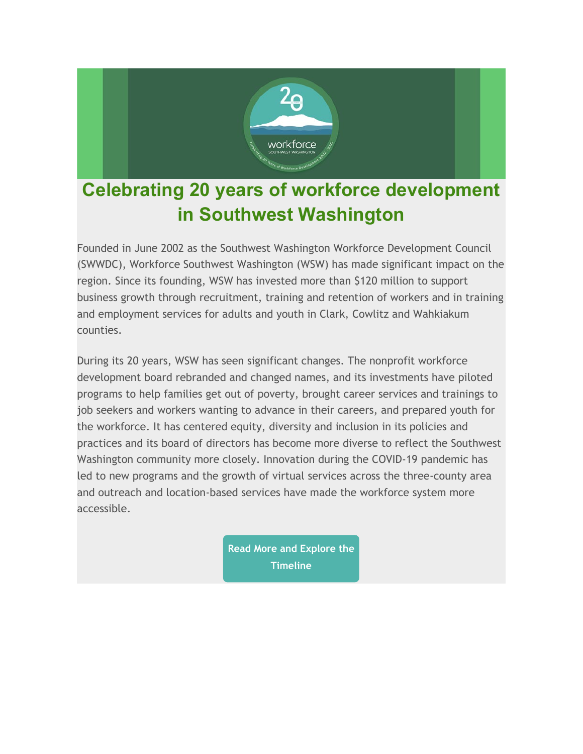# Celebrating 20 years of workforce development in Southwest Washington

Founded in June 2002 as the Southwest Washington Workforce Development Council (SWWDC), Workforce Southwest Washington (WSW) has made significant impact on the region. Since its founding, WSW has invested more than $120 million to support business growth through recruitment, training and retention of workers and in training and employment services for adults and youth in Clark, Cowlitz and Wahkiakum counties.

During its 20 years, WSW has seen significant changes. The nonprofit workforce development board rebranded and changed names, and its investments have piloted programs to help families get out of poverty, brought career services and trainings to job seekers and workers wanting to advance in their careers, and prepared youth for the workforce. It has centered equity, diversity and inclusion in its policies and practices and its board of directors has become more diverse to reflect the Southwest Washington community more closely. Innovation during the COVID-19 pandemic has led to new programs and the growth of virtual services across the three-county area and outreach and location-based services have made the workforce system more accessible.

**Read More and Explore the Timeline**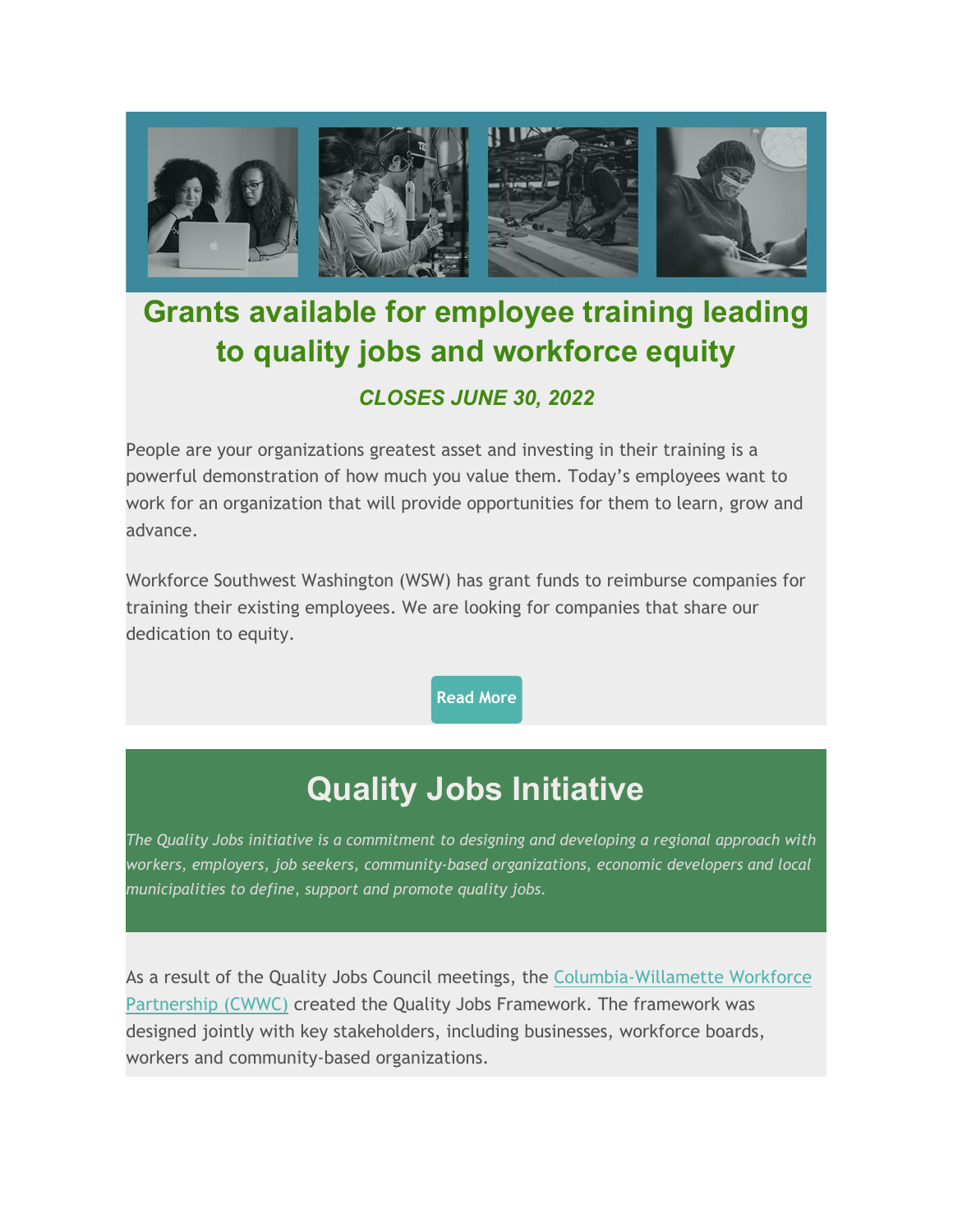# Grants available for employee training leading to quality jobs and workforce equity

***CLOSES JUNE 30, 2022***

People are your organizations greatest asset and investing in their training is a powerful demonstration of how much you value them. Today's employees want to work for an organization that will provide opportunities for them to learn, grow and advance.

Workforce Southwest Washington (WSW) has grant funds to reimburse companies for training their existing employees. We are looking for companies that share our dedication to equity.

**Read More**

# Quality Jobs Initiative

*The Quality Jobs initiative is a commitment to designing and developing a regional approach with workers, employers, job seekers, community-based organizations, economic developers and local municipalities to define, support and promote quality jobs.*

As a result of the Quality Jobs Council meetings, the Columbia-Willamette Workforce Partnership (CWWC) created the Quality Jobs Framework. The framework was designed jointly with key stakeholders, including businesses, workforce boards, workers and community-based organizations.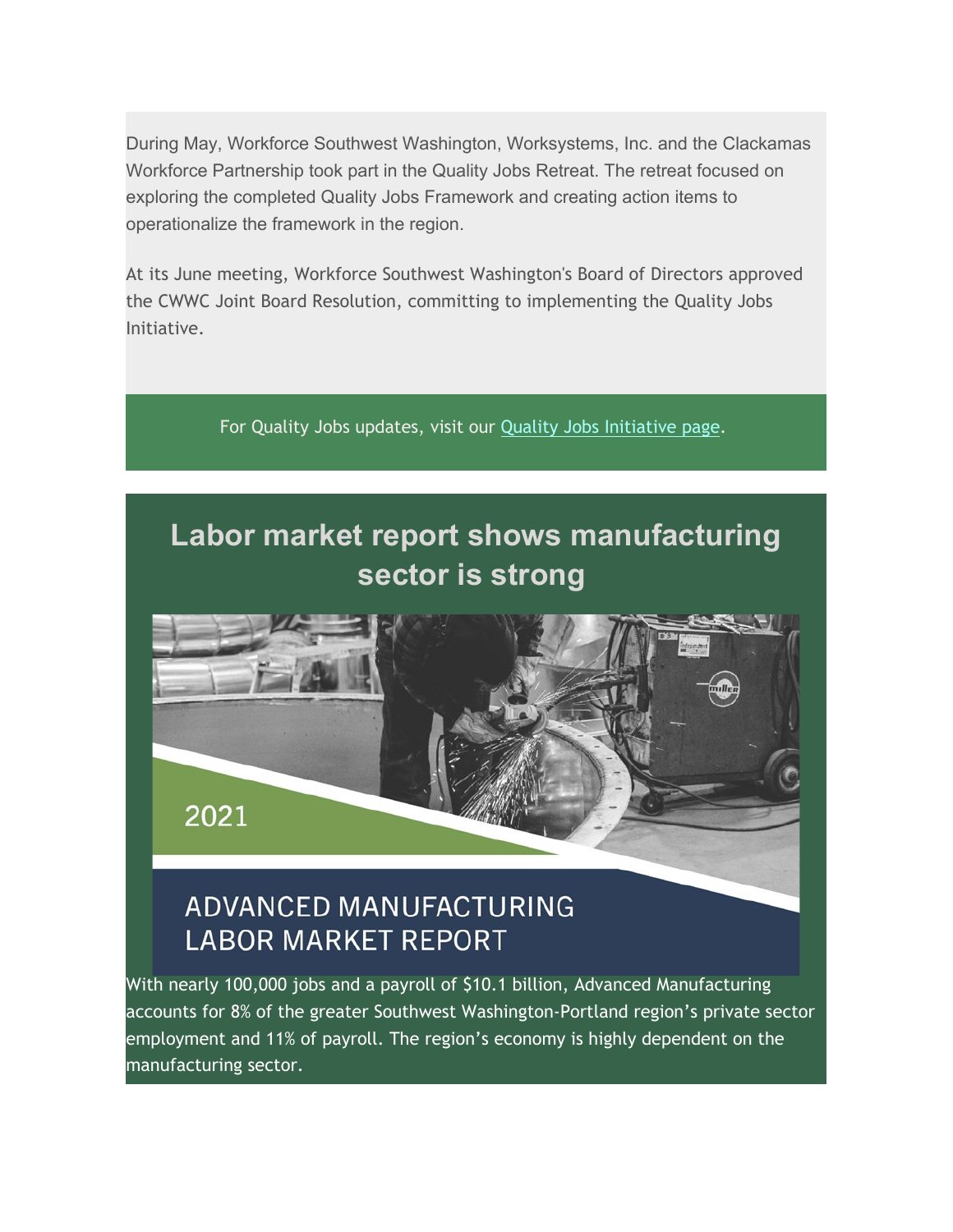During May, Workforce Southwest Washington, Worksystems, Inc. and the Clackamas Workforce Partnership took part in the Quality Jobs Retreat. The retreat focused on exploring the completed Quality Jobs Framework and creating action items to operationalize the framework in the region.

At its June meeting, Workforce Southwest Washington's Board of Directors approved the CWWC Joint Board Resolution, committing to implementing the Quality Jobs Initiative.

For Quality Jobs updates, visit our [Quality Jobs Initiative page](#).

## Labor market report shows manufacturing sector is strong

2021

ADVANCED MANUFACTURING LABOR MARKET REPORT

With nearly 100,000 jobs and a payroll of $10.1 billion, Advanced Manufacturing accounts for 8% of the greater Southwest Washington-Portland region's private sector employment and 11% of payroll. The region's economy is highly dependent on the manufacturing sector.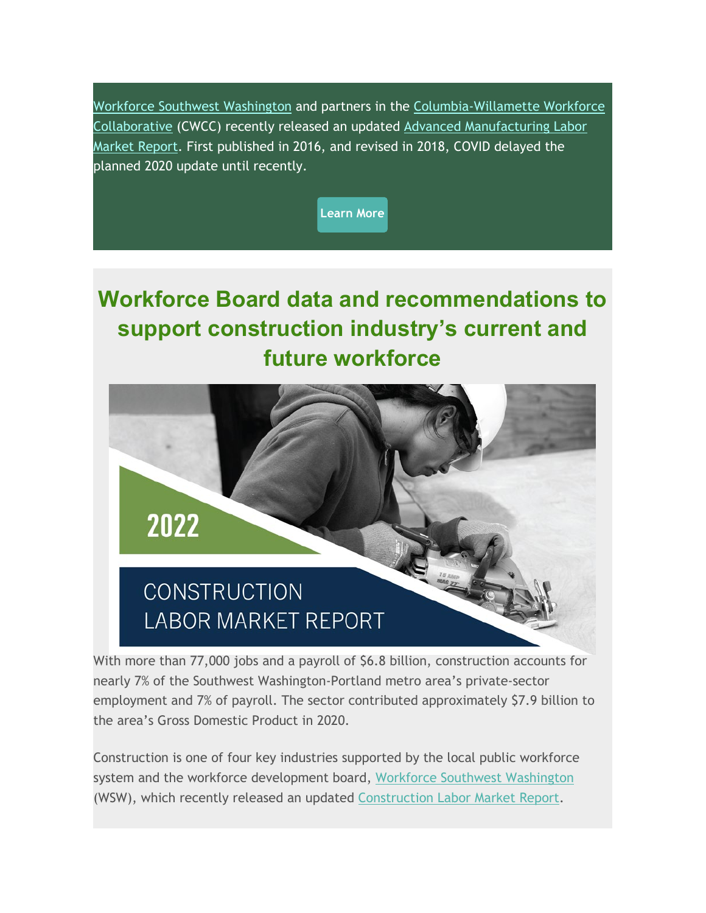Workforce Southwest Washington and partners in the Columbia-Willamette Workforce Collaborative (CWCC) recently released an updated Advanced Manufacturing Labor Market Report. First published in 2016, and revised in 2018, COVID delayed the planned 2020 update until recently.

Learn More

## Workforce Board data and recommendations to support construction industry's current and future workforce

2022

CONSTRUCTION LABOR MARKET REPORT

With more than 77,000 jobs and a payroll of $6.8 billion, construction accounts for nearly 7% of the Southwest Washington-Portland metro area's private-sector employment and 7% of payroll. The sector contributed approximately $7.9 billion to the area's Gross Domestic Product in 2020.

Construction is one of four key industries supported by the local public workforce system and the workforce development board, Workforce Southwest Washington (WSW), which recently released an updated Construction Labor Market Report.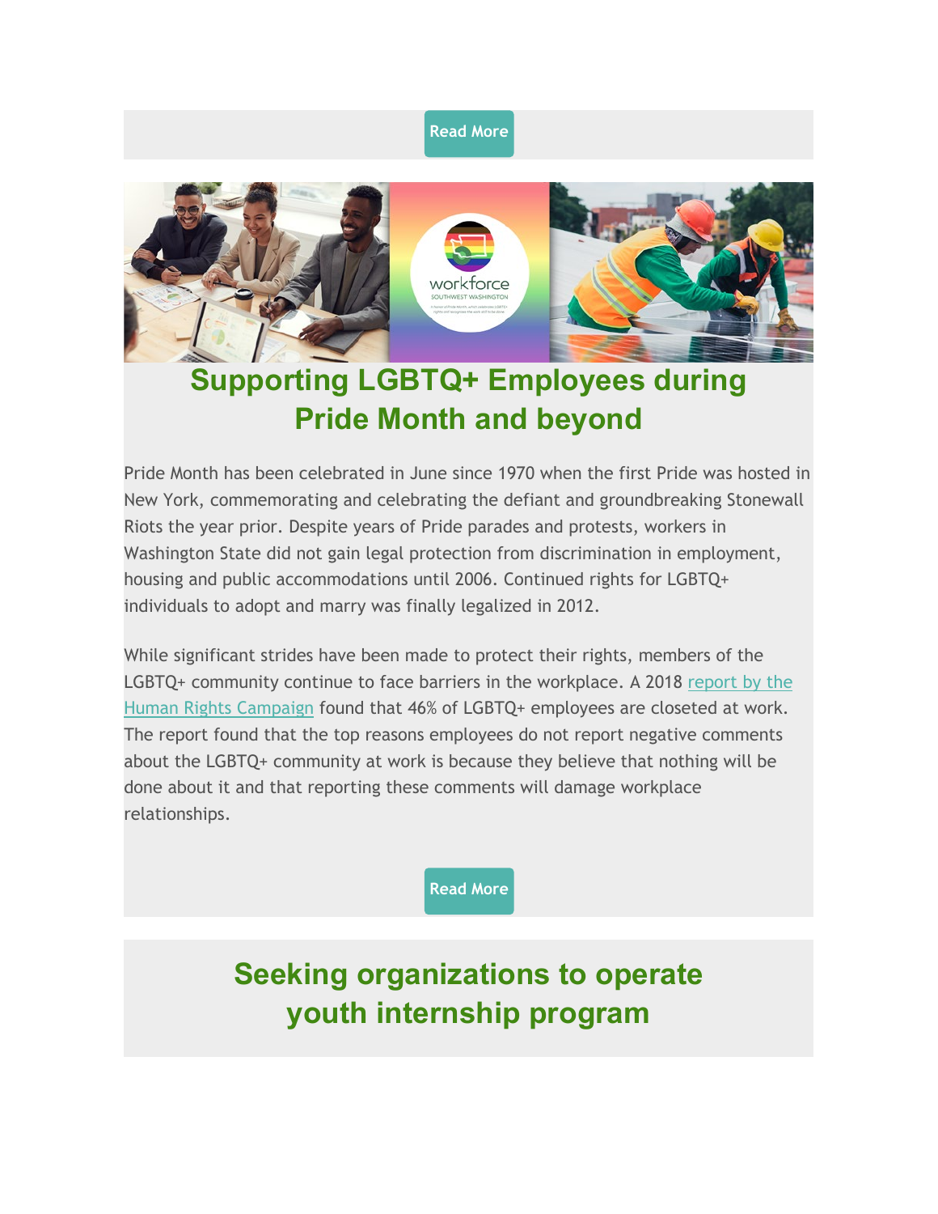Read More

## Supporting LGBTQ+ Employees during Pride Month and beyond

Pride Month has been celebrated in June since 1970 when the first Pride was hosted in New York, commemorating and celebrating the defiant and groundbreaking Stonewall Riots the year prior. Despite years of Pride parades and protests, workers in Washington State did not gain legal protection from discrimination in employment, housing and public accommodations until 2006. Continued rights for LGBTQ+ individuals to adopt and marry was finally legalized in 2012.

While significant strides have been made to protect their rights, members of the LGBTQ+ community continue to face barriers in the workplace. A 2018 report by the Human Rights Campaign found that 46% of LGBTQ+ employees are closeted at work. The report found that the top reasons employees do not report negative comments about the LGBTQ+ community at work is because they believe that nothing will be done about it and that reporting these comments will damage workplace relationships.

Read More

## Seeking organizations to operate youth internship program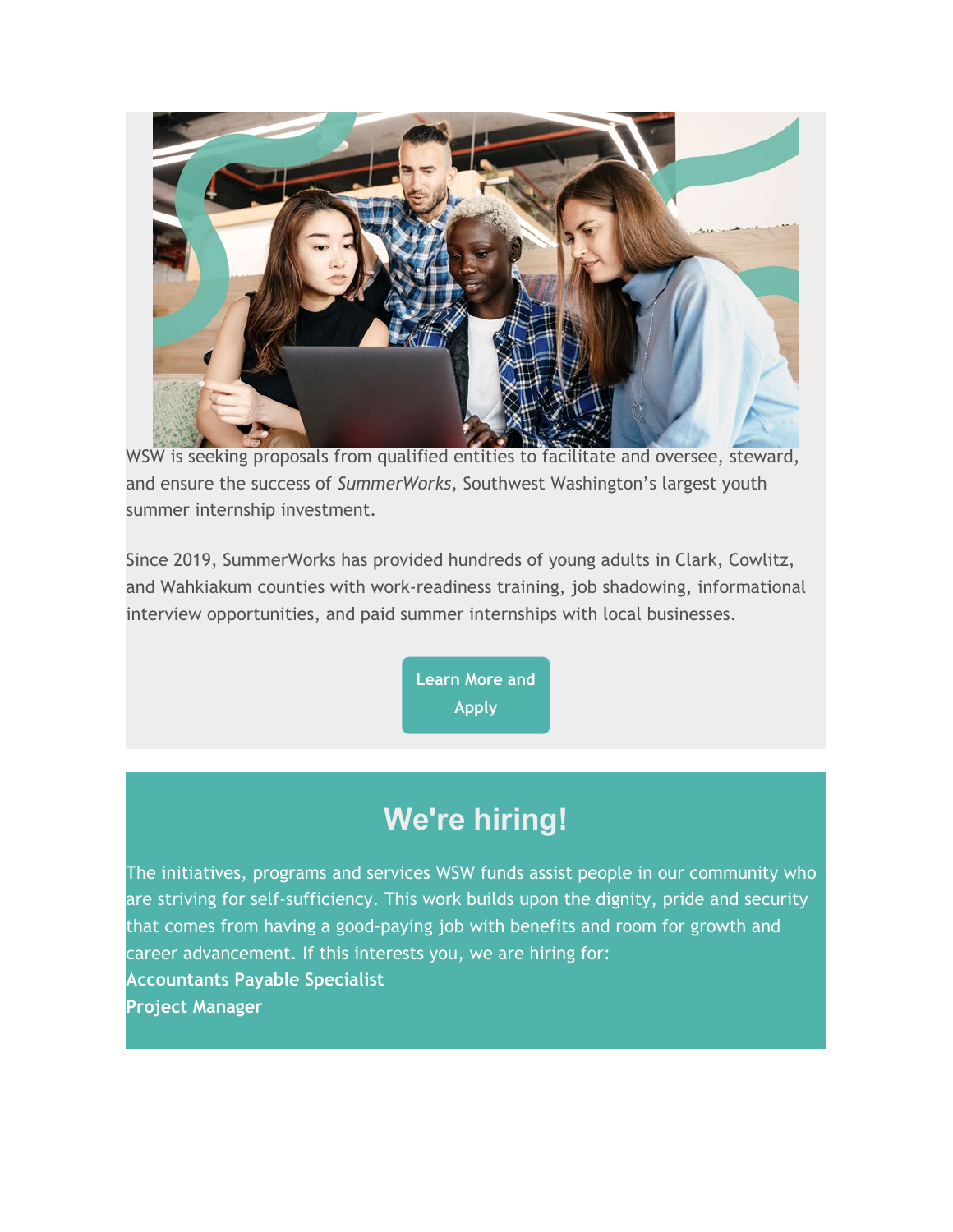WSW is seeking proposals from qualified entities to facilitate and oversee, steward, and ensure the success of *SummerWorks*, Southwest Washington's largest youth summer internship investment.

Since 2019, SummerWorks has provided hundreds of young adults in Clark, Cowlitz, and Wahkiakum counties with work-readiness training, job shadowing, informational interview opportunities, and paid summer internships with local businesses.

**Learn More and Apply**

## We're hiring!

The initiatives, programs and services WSW funds assist people in our community who are striving for self-sufficiency. This work builds upon the dignity, pride and security that comes from having a good-paying job with benefits and room for growth and career advancement. If this interests you, we are hiring for:

**Accountants Payable Specialist**
**Project Manager**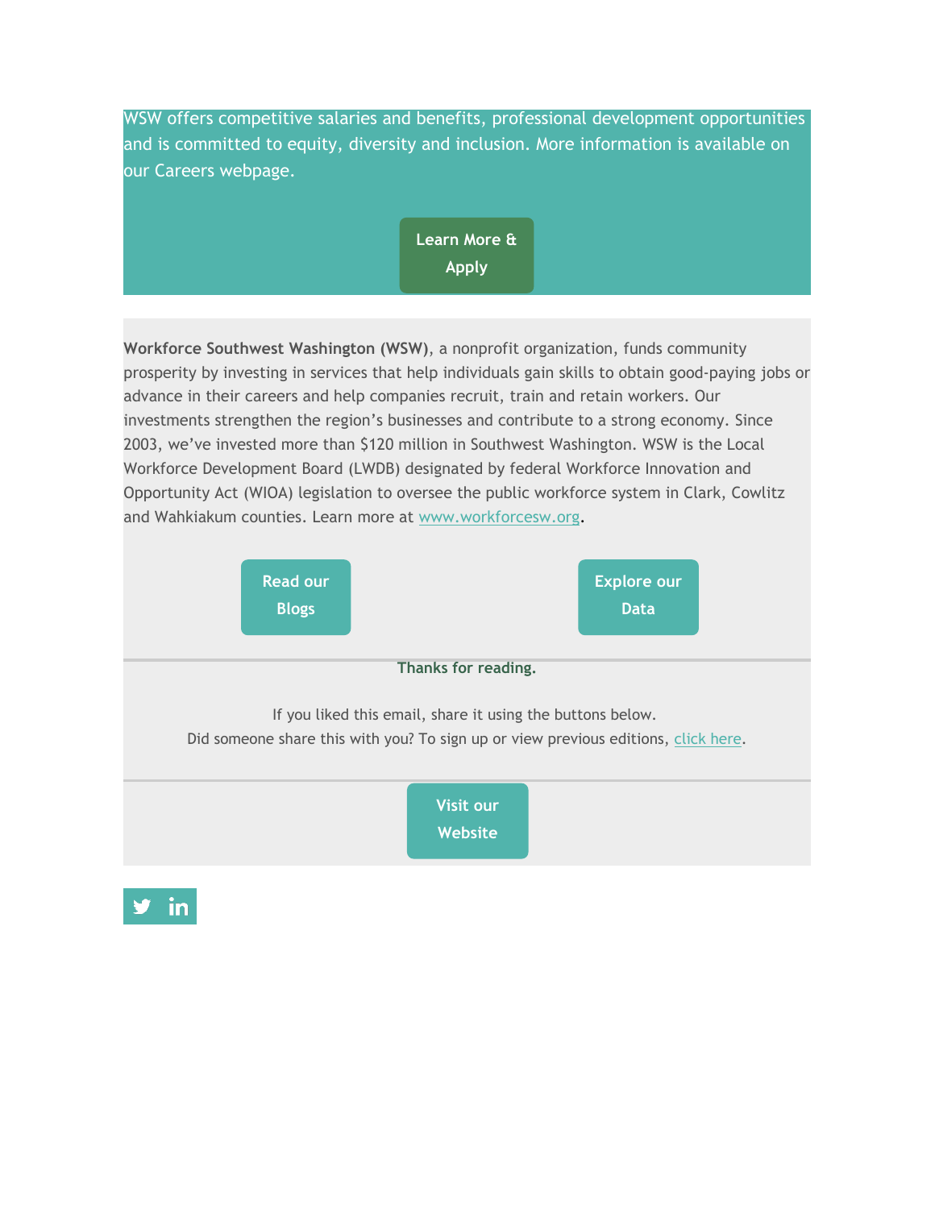WSW offers competitive salaries and benefits, professional development opportunities and is committed to equity, diversity and inclusion. More information is available on our Careers webpage.

Learn More & Apply

**Workforce Southwest Washington (WSW)**, a nonprofit organization, funds community prosperity by investing in services that help individuals gain skills to obtain good-paying jobs or advance in their careers and help companies recruit, train and retain workers. Our investments strengthen the region's businesses and contribute to a strong economy. Since 2003, we've invested more than $120 million in Southwest Washington. WSW is the Local Workforce Development Board (LWDB) designated by federal Workforce Innovation and Opportunity Act (WIOA) legislation to oversee the public workforce system in Clark, Cowlitz and Wahkiakum counties. Learn more at www.workforcesw.org.

Read our Blogs

Explore our Data

**Thanks for reading.**

If you liked this email, share it using the buttons below.
Did someone share this with you? To sign up or view previous editions, click here.

Visit our Website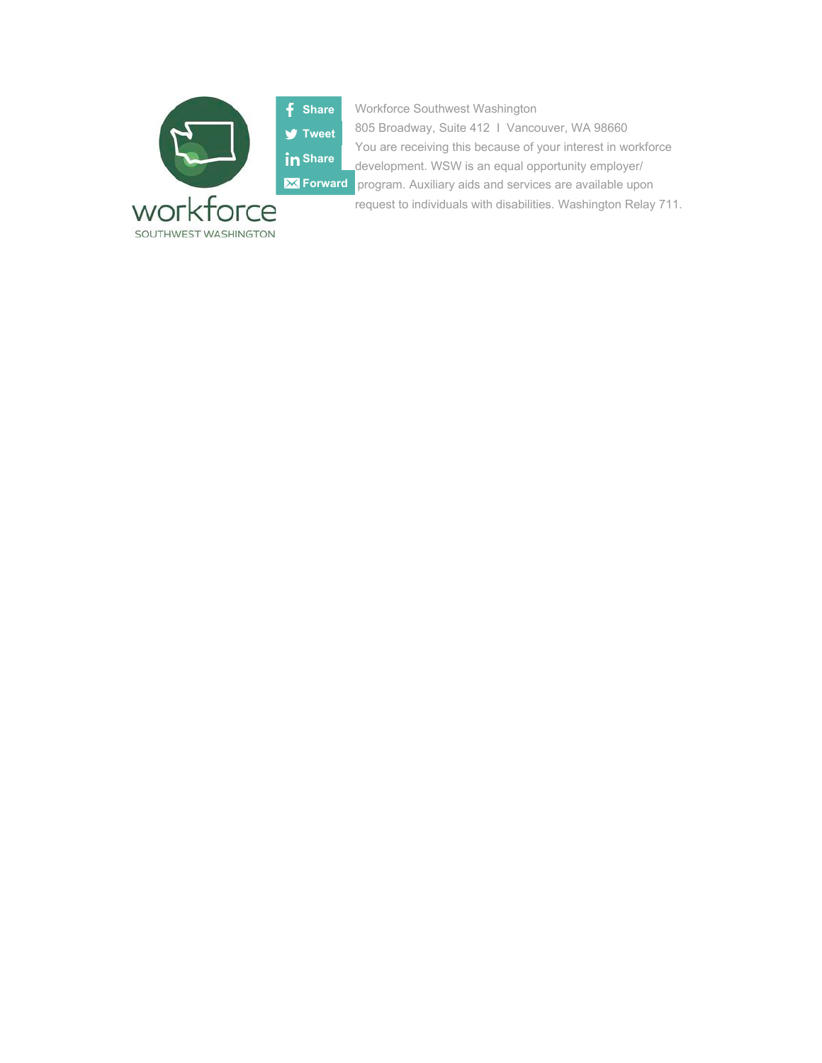workforce

SOUTHWEST WASHINGTON

Share

Tweet

Share

Forward

Workforce Southwest Washington
805 Broadway, Suite 412 I Vancouver, WA 98660
You are receiving this because of your interest in workforce development. WSW is an equal opportunity employer/ program. Auxiliary aids and services are available upon request to individuals with disabilities. Washington Relay 711.